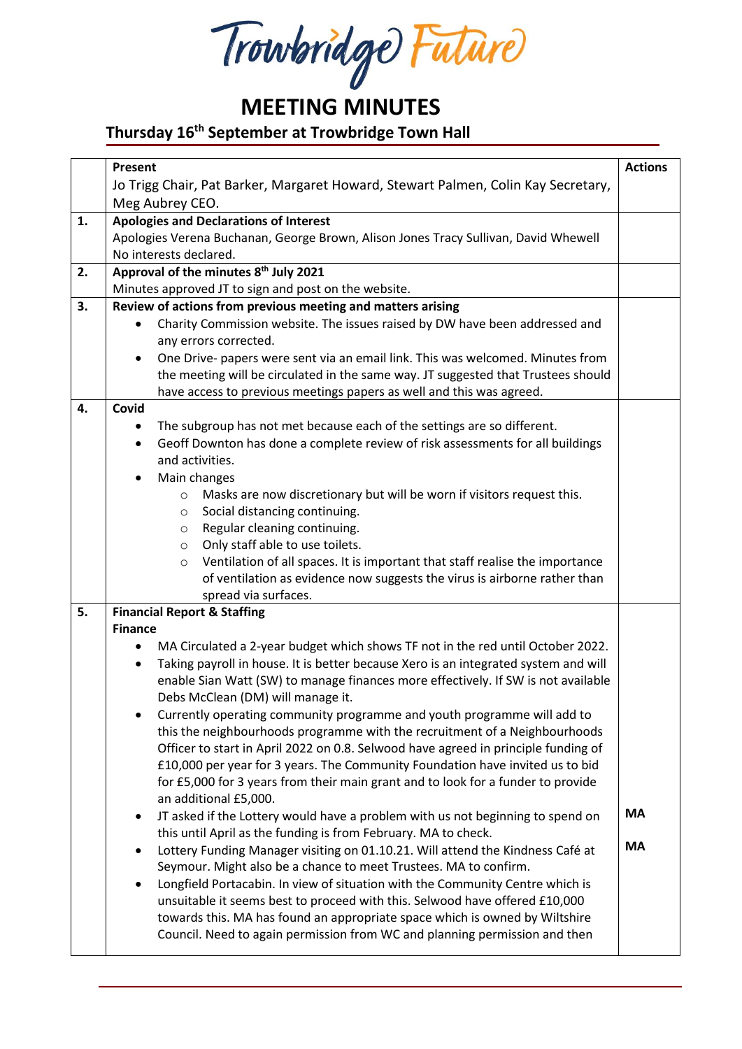# Trowbridge Future

# MEETING MINUTES

## Thursday 16th September at Trowbridge Town Hall

| | | Actions |
|---|---|---|
| | **Present**<br>Jo Trigg Chair, Pat Barker, Margaret Howard, Stewart Palmen, Colin Kay Secretary, Meg Aubrey CEO. | |
| **1.** | **Apologies and Declarations of Interest**<br>Apologies Verena Buchanan, George Brown, Alison Jones Tracy Sullivan, David Whewell<br>No interests declared. | |
| **2.** | **Approval of the minutes 8th July 2021**<br>Minutes approved JT to sign and post on the website. | |
| **3.** | **Review of actions from previous meeting and matters arising**<br>• Charity Commission website. The issues raised by DW have been addressed and any errors corrected.<br>• One Drive- papers were sent via an email link. This was welcomed. Minutes from the meeting will be circulated in the same way. JT suggested that Trustees should have access to previous meetings papers as well and this was agreed. | |
| **4.** | **Covid**<br>• The subgroup has not met because each of the settings are so different.<br>• Geoff Downton has done a complete review of risk assessments for all buildings and activities.<br>• Main changes<br>&nbsp;&nbsp;&nbsp;&nbsp;○ Masks are now discretionary but will be worn if visitors request this.<br>&nbsp;&nbsp;&nbsp;&nbsp;○ Social distancing continuing.<br>&nbsp;&nbsp;&nbsp;&nbsp;○ Regular cleaning continuing.<br>&nbsp;&nbsp;&nbsp;&nbsp;○ Only staff able to use toilets.<br>&nbsp;&nbsp;&nbsp;&nbsp;○ Ventilation of all spaces. It is important that staff realise the importance of ventilation as evidence now suggests the virus is airborne rather than spread via surfaces. | |
| **5.** | **Financial Report & Staffing**<br>**Finance**<br>• MA Circulated a 2-year budget which shows TF not in the red until October 2022.<br>• Taking payroll in house. It is better because Xero is an integrated system and will enable Sian Watt (SW) to manage finances more effectively. If SW is not available Debs McClean (DM) will manage it.<br>• Currently operating community programme and youth programme will add to this the neighbourhoods programme with the recruitment of a Neighbourhoods Officer to start in April 2022 on 0.8. Selwood have agreed in principle funding of £10,000 per year for 3 years. The Community Foundation have invited us to bid for £5,000 for 3 years from their main grant and to look for a funder to provide an additional £5,000.<br>• JT asked if the Lottery would have a problem with us not beginning to spend on this until April as the funding is from February. MA to check.<br>• Lottery Funding Manager visiting on 01.10.21. Will attend the Kindness Café at Seymour. Might also be a chance to meet Trustees. MA to confirm.<br>• Longfield Portacabin. In view of situation with the Community Centre which is unsuitable it seems best to proceed with this. Selwood have offered £10,000 towards this. MA has found an appropriate space which is owned by Wiltshire Council. Need to again permission from WC and planning permission and then | **MA**<br><br>**MA** |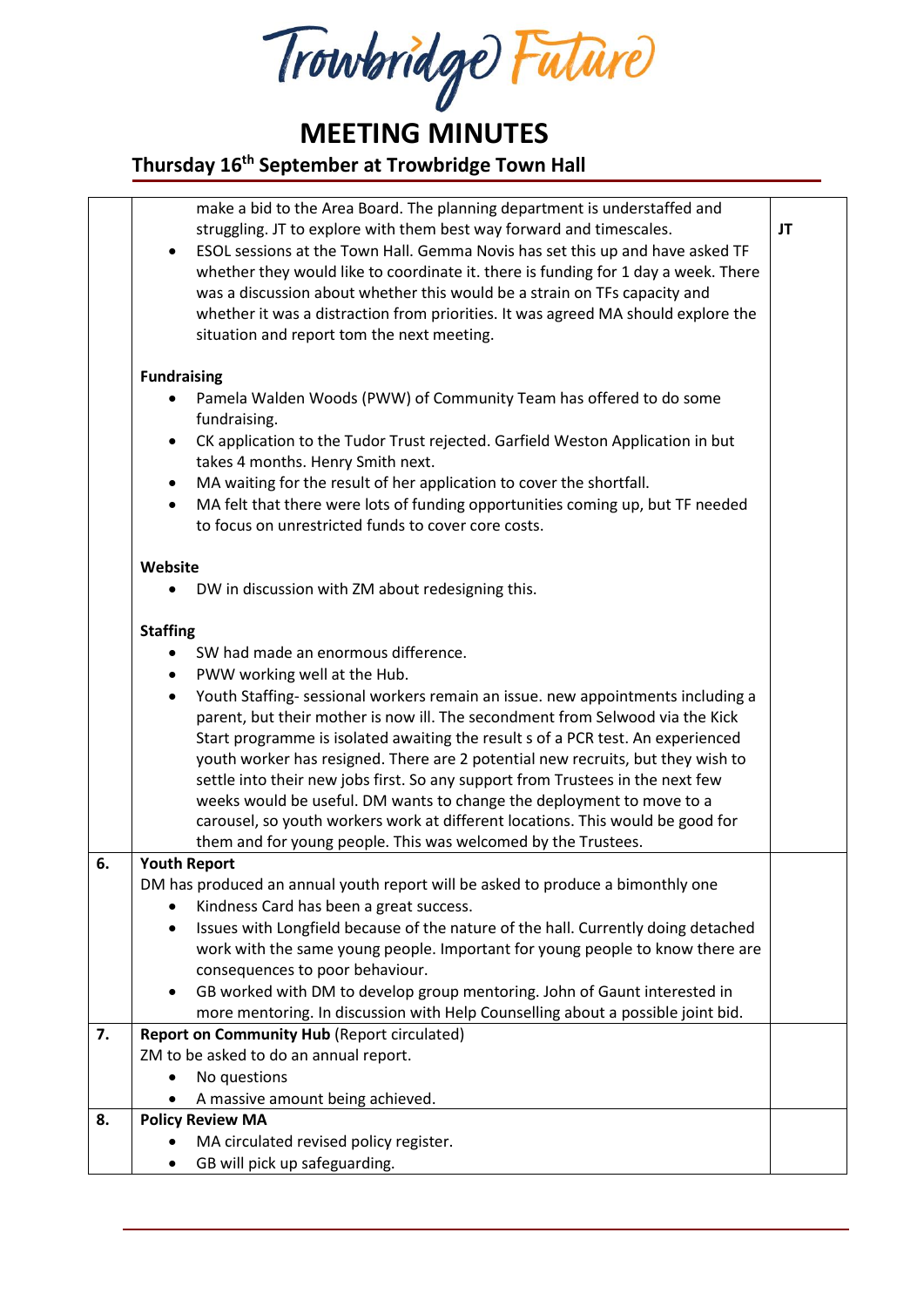# MEETING MINUTES

## Thursday 16th September at Trowbridge Town Hall

| | | |
|---|---|---|
| | make a bid to the Area Board. The planning department is understaffed and struggling. JT to explore with them best way forward and timescales.<br>• ESOL sessions at the Town Hall. Gemma Novis has set this up and have asked TF whether they would like to coordinate it. there is funding for 1 day a week. There was a discussion about whether this would be a strain on TFs capacity and whether it was a distraction from priorities. It was agreed MA should explore the situation and report tom the next meeting.<br><br>**Fundraising**<br>• Pamela Walden Woods (PWW) of Community Team has offered to do some fundraising.<br>• CK application to the Tudor Trust rejected. Garfield Weston Application in but takes 4 months. Henry Smith next.<br>• MA waiting for the result of her application to cover the shortfall.<br>• MA felt that there were lots of funding opportunities coming up, but TF needed to focus on unrestricted funds to cover core costs.<br><br>**Website**<br>• DW in discussion with ZM about redesigning this.<br><br>**Staffing**<br>• SW had made an enormous difference.<br>• PWW working well at the Hub.<br>• Youth Staffing- sessional workers remain an issue. new appointments including a parent, but their mother is now ill. The secondment from Selwood via the Kick Start programme is isolated awaiting the result s of a PCR test. An experienced youth worker has resigned. There are 2 potential new recruits, but they wish to settle into their new jobs first. So any support from Trustees in the next few weeks would be useful. DM wants to change the deployment to move to a carousel, so youth workers work at different locations. This would be good for them and for young people. This was welcomed by the Trustees. | **JT** |
| **6.** | **Youth Report**<br>DM has produced an annual youth report will be asked to produce a bimonthly one<br>• Kindness Card has been a great success.<br>• Issues with Longfield because of the nature of the hall. Currently doing detached work with the same young people. Important for young people to know there are consequences to poor behaviour.<br>• GB worked with DM to develop group mentoring. John of Gaunt interested in more mentoring. In discussion with Help Counselling about a possible joint bid. | |
| **7.** | **Report on Community Hub** (Report circulated)<br>ZM to be asked to do an annual report.<br>• No questions<br>• A massive amount being achieved. | |
| **8.** | **Policy Review MA**<br>• MA circulated revised policy register.<br>• GB will pick up safeguarding. | |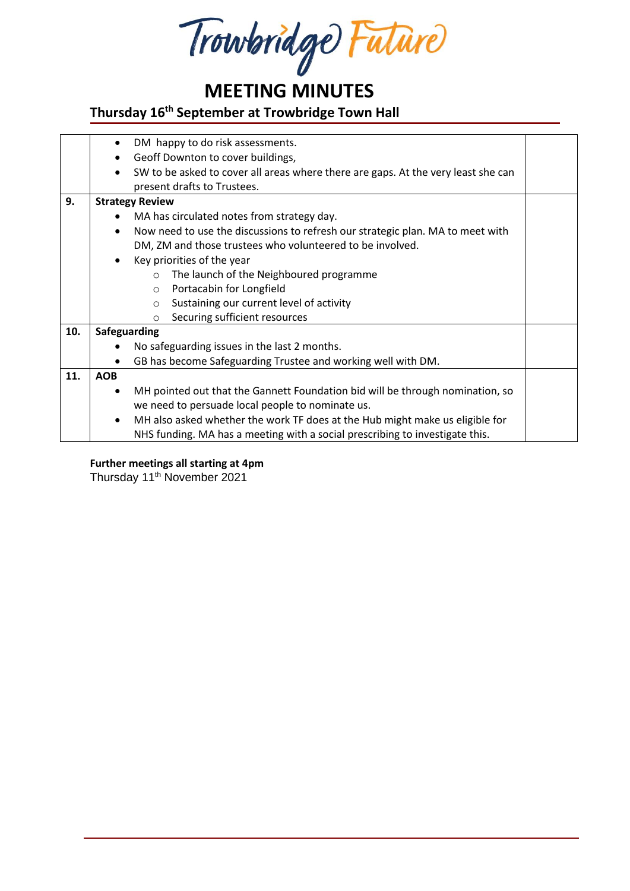Trowbridge Future

# MEETING MINUTES

## Thursday 16th September at Trowbridge Town Hall

| | | |
|---|---|---|
| | • DM happy to do risk assessments.<br>• Geoff Downton to cover buildings,<br>• SW to be asked to cover all areas where there are gaps. At the very least she can present drafts to Trustees. | |
| **9.** | **Strategy Review**<br>• MA has circulated notes from strategy day.<br>• Now need to use the discussions to refresh our strategic plan. MA to meet with DM, ZM and those trustees who volunteered to be involved.<br>• Key priorities of the year<br>  ○ The launch of the Neighboured programme<br>  ○ Portacabin for Longfield<br>  ○ Sustaining our current level of activity<br>  ○ Securing sufficient resources | |
| **10.** | **Safeguarding**<br>• No safeguarding issues in the last 2 months.<br>• GB has become Safeguarding Trustee and working well with DM. | |
| **11.** | **AOB**<br>• MH pointed out that the Gannett Foundation bid will be through nomination, so we need to persuade local people to nominate us.<br>• MH also asked whether the work TF does at the Hub might make us eligible for NHS funding. MA has a meeting with a social prescribing to investigate this. | |

**Further meetings all starting at 4pm**

Thursday 11th November 2021